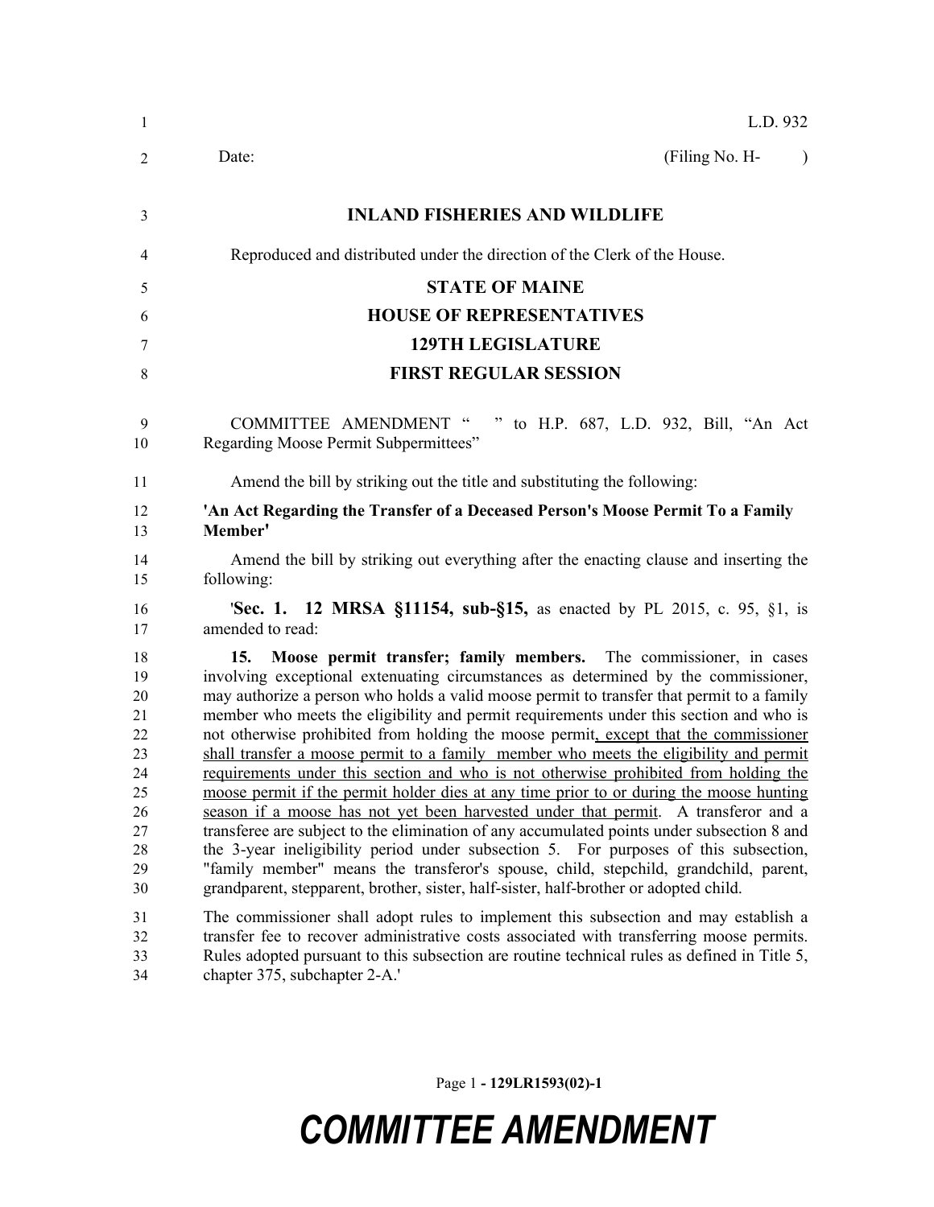L.D. 932

Date: (Filing No. H- )

## INLAND FISHERIES AND WILDLIFE

Reproduced and distributed under the direction of the Clerk of the House.

## STATE OF MAINE
## HOUSE OF REPRESENTATIVES
## 129TH LEGISLATURE
## FIRST REGULAR SESSION

COMMITTEE AMENDMENT " " to H.P. 687, L.D. 932, Bill, "An Act Regarding Moose Permit Subpermittees"

Amend the bill by striking out the title and substituting the following:

**'An Act Regarding the Transfer of a Deceased Person's Moose Permit To a Family Member'**

Amend the bill by striking out everything after the enacting clause and inserting the following:

'**Sec. 1. 12 MRSA §11154, sub-§15,** as enacted by PL 2015, c. 95, §1, is amended to read:

**15. Moose permit transfer; family members.** The commissioner, in cases involving exceptional extenuating circumstances as determined by the commissioner, may authorize a person who holds a valid moose permit to transfer that permit to a family member who meets the eligibility and permit requirements under this section and who is not otherwise prohibited from holding the moose permit<u>, except that the commissioner shall transfer a moose permit to a family member who meets the eligibility and permit requirements under this section and who is not otherwise prohibited from holding the moose permit if the permit holder dies at any time prior to or during the moose hunting season if a moose has not yet been harvested under that permit</u>. A transferor and a transferee are subject to the elimination of any accumulated points under subsection 8 and the 3-year ineligibility period under subsection 5. For purposes of this subsection, "family member" means the transferor's spouse, child, stepchild, grandchild, parent, grandparent, stepparent, brother, sister, half-sister, half-brother or adopted child.

The commissioner shall adopt rules to implement this subsection and may establish a transfer fee to recover administrative costs associated with transferring moose permits. Rules adopted pursuant to this subsection are routine technical rules as defined in Title 5, chapter 375, subchapter 2-A.'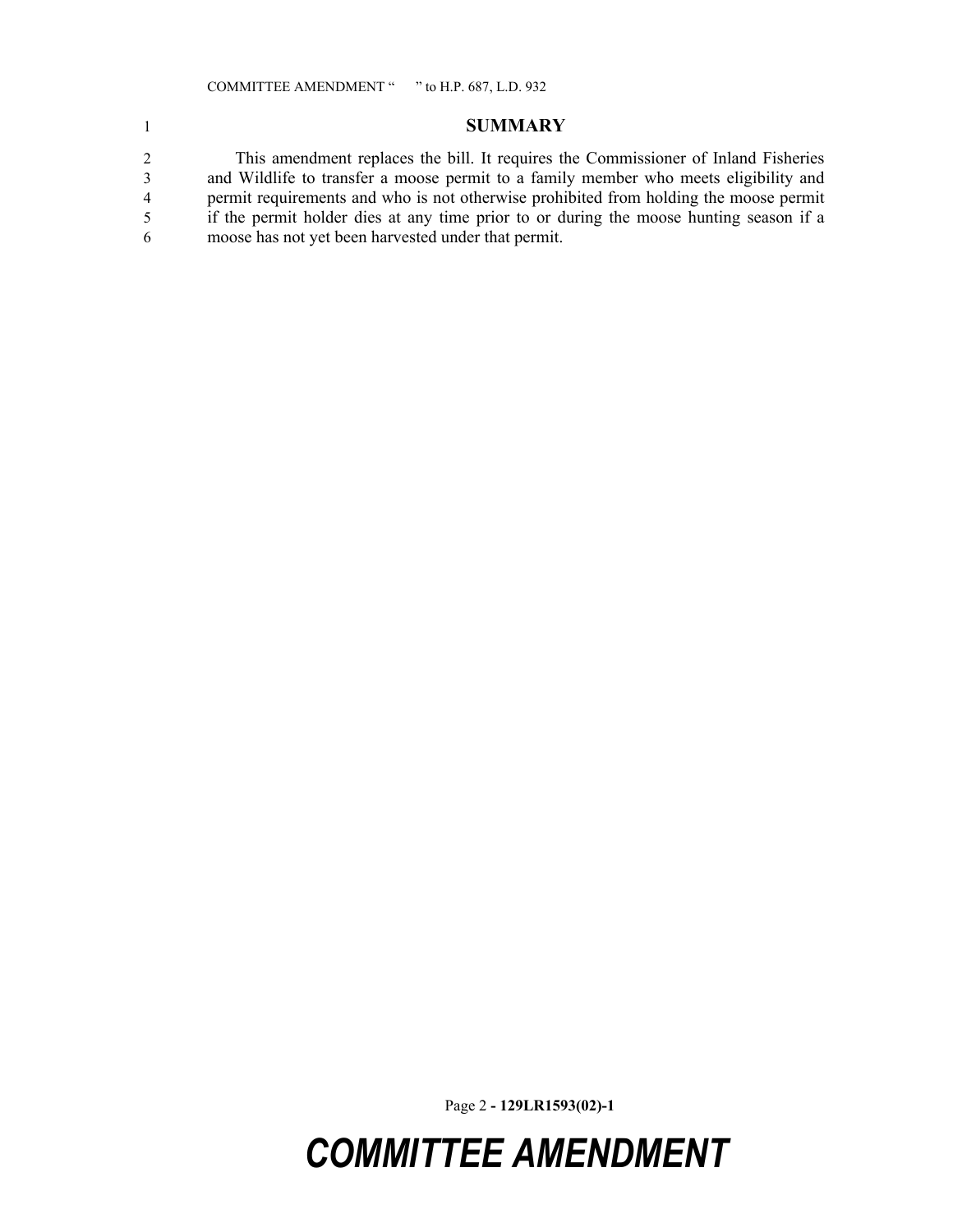## SUMMARY

This amendment replaces the bill. It requires the Commissioner of Inland Fisheries and Wildlife to transfer a moose permit to a family member who meets eligibility and permit requirements and who is not otherwise prohibited from holding the moose permit if the permit holder dies at any time prior to or during the moose hunting season if a moose has not yet been harvested under that permit.